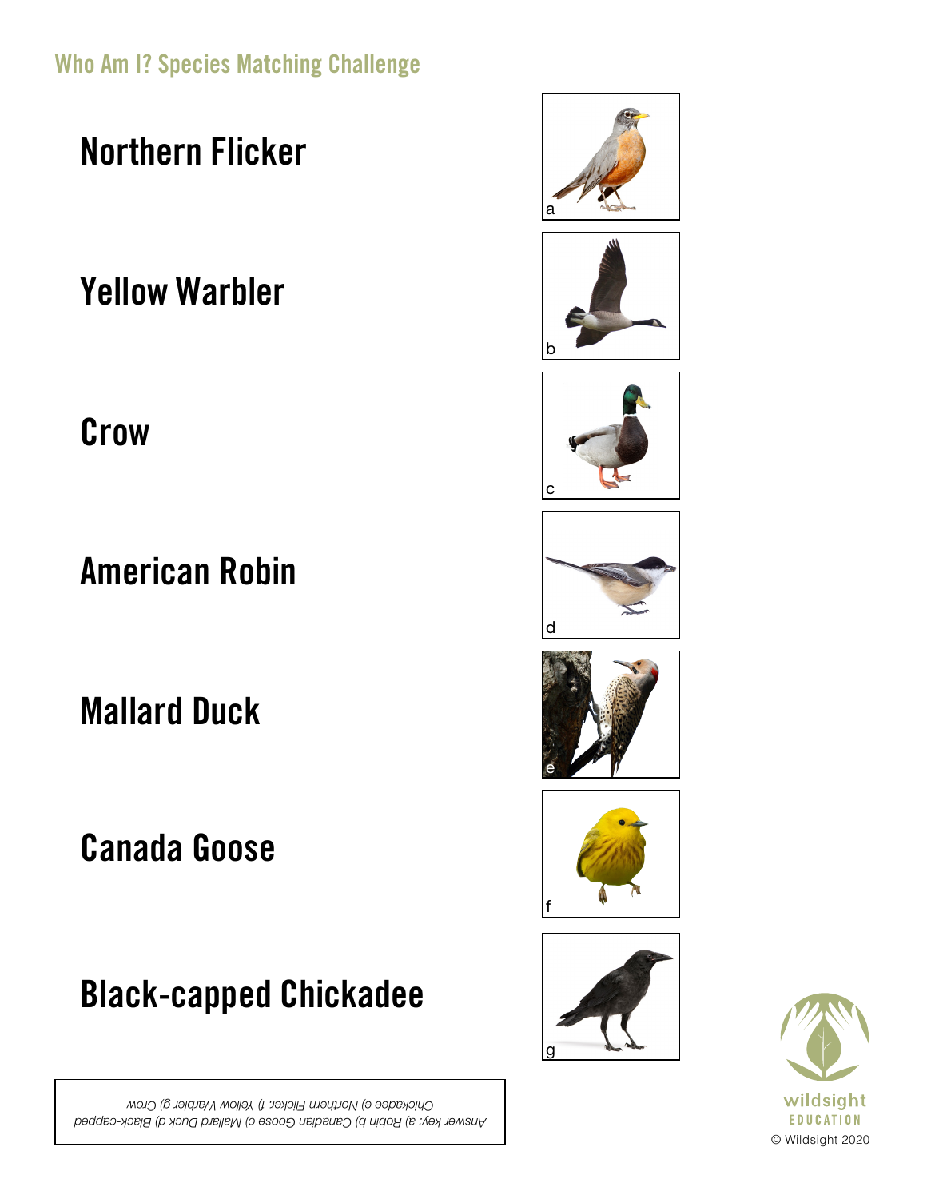## Who Am I? Species Matching Challenge

# Northern Flicker

# Yellow Warbler

# Crow

# American Robin

# Mallard Duck

# Canada Goose

# Black-capped Chickadee

a

b

c

d

e

f

g

*Answer key: a) Robin b) Canadian Goose c) Mallard Duck d) Black-capped Chickadee e) Northern Flicker f) Yellow Warbler g) Crow*

wildsight
EDUCATION

© Wildsight 2020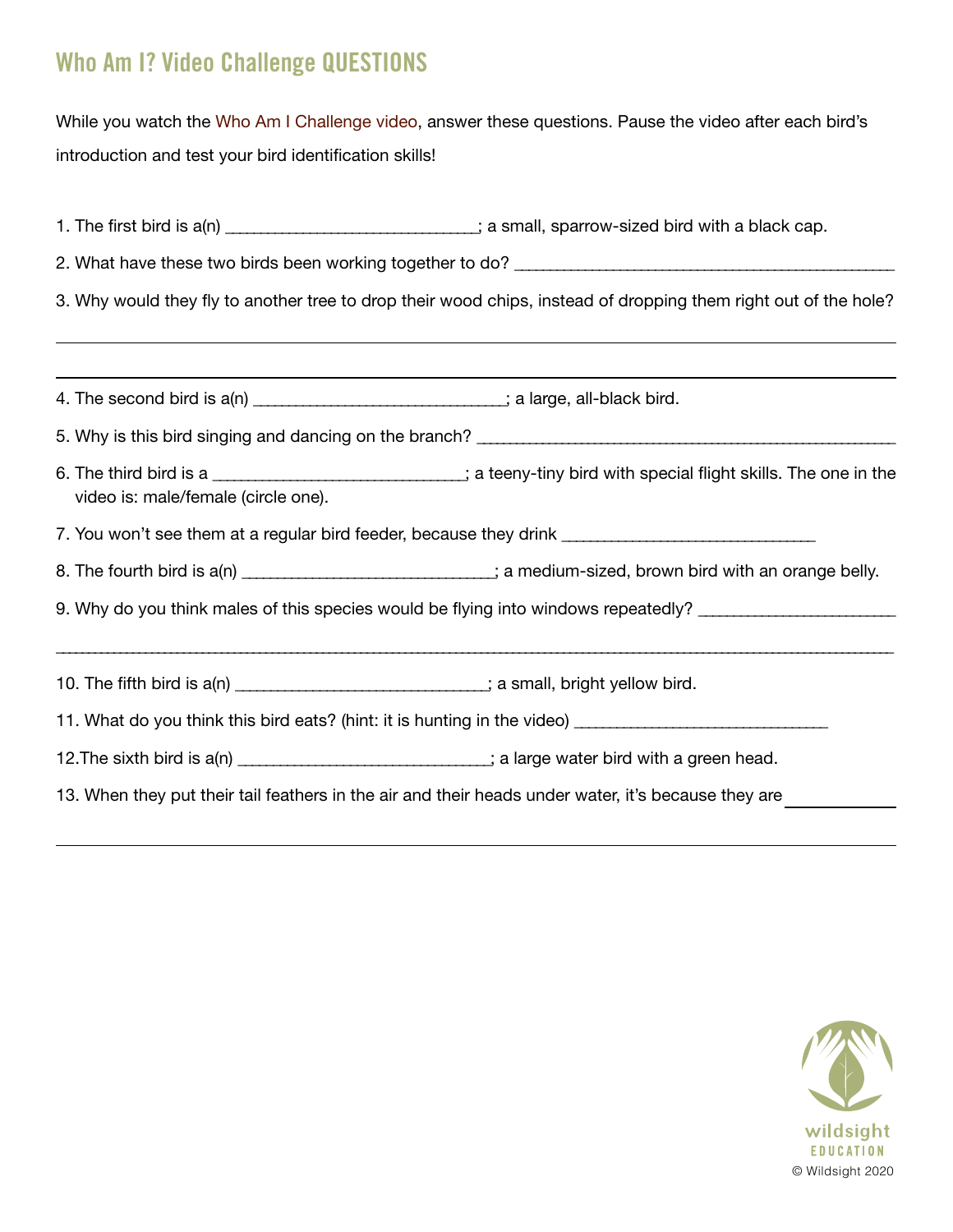## Who Am I? Video Challenge QUESTIONS

While you watch the Who Am I Challenge video, answer these questions. Pause the video after each bird's introduction and test your bird identification skills!

1. The first bird is a(n) ______________________________; a small, sparrow-sized bird with a black cap.

2. What have these two birds been working together to do? ______________________________________________

3. Why would they fly to another tree to drop their wood chips, instead of dropping them right out of the hole?

______________________________________________________________________________________________

______________________________________________________________________________________________

4. The second bird is a(n) ______________________________; a large, all-black bird.

5. Why is this bird singing and dancing on the branch? ______________________________________________

6. The third bird is a ______________________________; a teeny-tiny bird with special flight skills. The one in the video is: male/female (circle one).

7. You won't see them at a regular bird feeder, because they drink ______________________________

8. The fourth bird is a(n) ______________________________; a medium-sized, brown bird with an orange belly.

9. Why do you think males of this species would be flying into windows repeatedly? ______________________

______________________________________________________________________________________________

10. The fifth bird is a(n) ______________________________; a small, bright yellow bird.

11. What do you think this bird eats? (hint: it is hunting in the video) ______________________________

12.The sixth bird is a(n) ______________________________; a large water bird with a green head.

13. When they put their tail feathers in the air and their heads under water, it's because they are ____________

______________________________________________________________________________________________

wildsight EDUCATION

© Wildsight 2020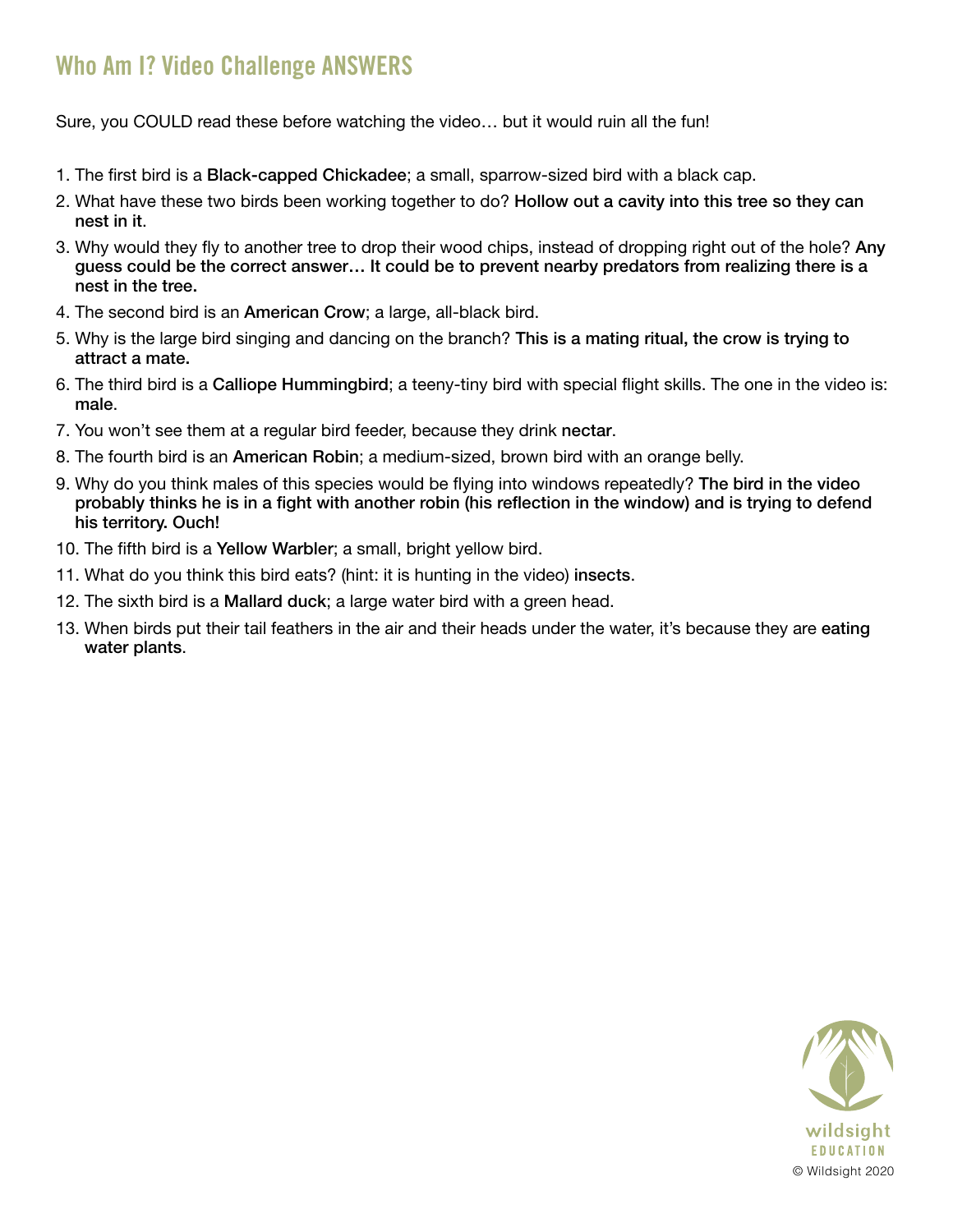## Who Am I? Video Challenge ANSWERS

Sure, you COULD read these before watching the video… but it would ruin all the fun!

1. The first bird is a **Black-capped Chickadee**; a small, sparrow-sized bird with a black cap.
2. What have these two birds been working together to do? **Hollow out a cavity into this tree so they can nest in it**.
3. Why would they fly to another tree to drop their wood chips, instead of dropping right out of the hole? **Any guess could be the correct answer… It could be to prevent nearby predators from realizing there is a nest in the tree.**
4. The second bird is an **American Crow**; a large, all-black bird.
5. Why is the large bird singing and dancing on the branch? **This is a mating ritual, the crow is trying to attract a mate.**
6. The third bird is a **Calliope Hummingbird**; a teeny-tiny bird with special flight skills. The one in the video is: **male**.
7. You won't see them at a regular bird feeder, because they drink **nectar**.
8. The fourth bird is an **American Robin**; a medium-sized, brown bird with an orange belly.
9. Why do you think males of this species would be flying into windows repeatedly? **The bird in the video probably thinks he is in a fight with another robin (his reflection in the window) and is trying to defend his territory. Ouch!**
10. The fifth bird is a **Yellow Warbler**; a small, bright yellow bird.
11. What do you think this bird eats? (hint: it is hunting in the video) **insects**.
12. The sixth bird is a **Mallard duck**; a large water bird with a green head.
13. When birds put their tail feathers in the air and their heads under the water, it's because they are **eating water plants**.

wildsight EDUCATION

© Wildsight 2020